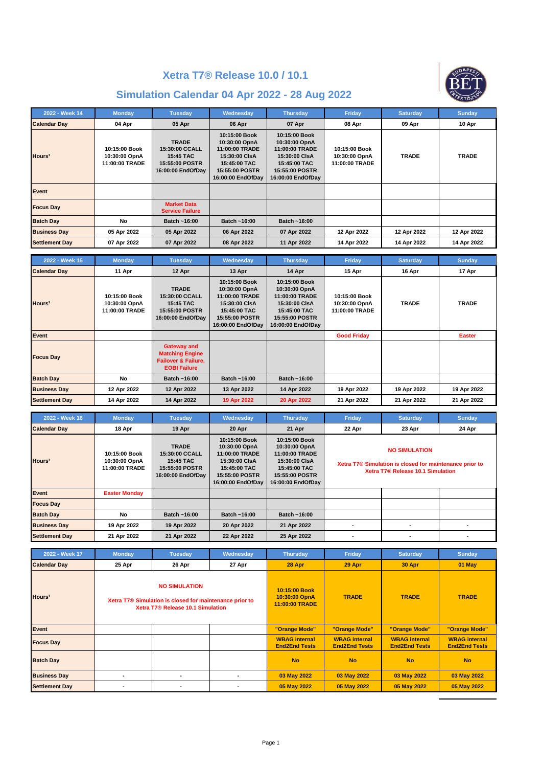# Xetra T7® Release 10.0 / 10.1

## Simulation Calendar 04 Apr 2022 - 28 Aug 2022

| 2022 - Week 14 | Monday | Tuesday | Wednesday | Thursday | Friday | Saturday | Sunday |
|---|---|---|---|---|---|---|---|
| Calendar Day | 04 Apr | 05 Apr | 06 Apr | 07 Apr | 08 Apr | 09 Apr | 10 Apr |
| Hours¹ | 10:15:00 Book 10:30:00 OpnA 11:00:00 TRADE | TRADE 15:30:00 CCALL 15:45 TAC 15:55:00 POSTR 16:00:00 EndOfDay | 10:15:00 Book 10:30:00 OpnA 11:00:00 TRADE 15:30:00 ClsA 15:45:00 TAC 15:55:00 POSTR 16:00:00 EndOfDay | 10:15:00 Book 10:30:00 OpnA 11:00:00 TRADE 15:30:00 ClsA 15:45:00 TAC 15:55:00 POSTR 16:00:00 EndOfDay | 10:15:00 Book 10:30:00 OpnA 11:00:00 TRADE | TRADE | TRADE |
| Event | | | | | | | |
| Focus Day | | Market Data Service Failure | | | | | |
| Batch Day | No | Batch ~16:00 | Batch ~16:00 | Batch ~16:00 | | | |
| Business Day | 05 Apr 2022 | 05 Apr 2022 | 06 Apr 2022 | 07 Apr 2022 | 12 Apr 2022 | 12 Apr 2022 | 12 Apr 2022 |
| Settlement Day | 07 Apr 2022 | 07 Apr 2022 | 08 Apr 2022 | 11 Apr 2022 | 14 Apr 2022 | 14 Apr 2022 | 14 Apr 2022 |

| 2022 - Week 15 | Monday | Tuesday | Wednesday | Thursday | Friday | Saturday | Sunday |
|---|---|---|---|---|---|---|---|
| Calendar Day | 11 Apr | 12 Apr | 13 Apr | 14 Apr | 15 Apr | 16 Apr | 17 Apr |
| Hours¹ | 10:15:00 Book 10:30:00 OpnA 11:00:00 TRADE | TRADE 15:30:00 CCALL 15:45 TAC 15:55:00 POSTR 16:00:00 EndOfDay | 10:15:00 Book 10:30:00 OpnA 11:00:00 TRADE 15:30:00 ClsA 15:45:00 TAC 15:55:00 POSTR 16:00:00 EndOfDay | 10:15:00 Book 10:30:00 OpnA 11:00:00 TRADE 15:30:00 ClsA 15:45:00 TAC 15:55:00 POSTR 16:00:00 EndOfDay | 10:15:00 Book 10:30:00 OpnA 11:00:00 TRADE | TRADE | TRADE |
| Event | | | | | Good Friday | | Easter |
| Focus Day | | Gateway and Matching Engine Failover & Failure, EOBI Failure | | | | | |
| Batch Day | No | Batch ~16:00 | Batch ~16:00 | Batch ~16:00 | | | |
| Business Day | 12 Apr 2022 | 12 Apr 2022 | 13 Apr 2022 | 14 Apr 2022 | 19 Apr 2022 | 19 Apr 2022 | 19 Apr 2022 |
| Settlement Day | 14 Apr 2022 | 14 Apr 2022 | 19 Apr 2022 | 20 Apr 2022 | 21 Apr 2022 | 21 Apr 2022 | 21 Apr 2022 |

| 2022 - Week 16 | Monday | Tuesday | Wednesday | Thursday | Friday | Saturday | Sunday |
|---|---|---|---|---|---|---|---|
| Calendar Day | 18 Apr | 19 Apr | 20 Apr | 21 Apr | 22 Apr | 23 Apr | 24 Apr |
| Hours¹ | 10:15:00 Book 10:30:00 OpnA 11:00:00 TRADE | TRADE 15:30:00 CCALL 15:45 TAC 15:55:00 POSTR 16:00:00 EndOfDay | 10:15:00 Book 10:30:00 OpnA 11:00:00 TRADE 15:30:00 ClsA 15:45:00 TAC 15:55:00 POSTR 16:00:00 EndOfDay | 10:15:00 Book 10:30:00 OpnA 11:00:00 TRADE 15:30:00 ClsA 15:45:00 TAC 15:55:00 POSTR 16:00:00 EndOfDay | NO SIMULATION Xetra T7® Simulation is closed for maintenance prior to Xetra T7® Release 10.1 Simulation | | |
| Event | Easter Monday | | | | | | |
| Focus Day | | | | | | | |
| Batch Day | No | Batch ~16:00 | Batch ~16:00 | Batch ~16:00 | | | |
| Business Day | 19 Apr 2022 | 19 Apr 2022 | 20 Apr 2022 | 21 Apr 2022 | - | - | - |
| Settlement Day | 21 Apr 2022 | 21 Apr 2022 | 22 Apr 2022 | 25 Apr 2022 | - | - | - |

| 2022 - Week 17 | Monday | Tuesday | Wednesday | Thursday | Friday | Saturday | Sunday |
|---|---|---|---|---|---|---|---|
| Calendar Day | 25 Apr | 26 Apr | 27 Apr | 28 Apr | 29 Apr | 30 Apr | 01 May |
| Hours¹ | NO SIMULATION Xetra T7® Simulation is closed for maintenance prior to Xetra T7® Release 10.1 Simulation | | | 10:15:00 Book 10:30:00 OpnA 11:00:00 TRADE | TRADE | TRADE | TRADE |
| Event | | | | "Orange Mode" | "Orange Mode" | "Orange Mode" | "Orange Mode" |
| Focus Day | | | | WBAG internal End2End Tests | WBAG internal End2End Tests | WBAG internal End2End Tests | WBAG internal End2End Tests |
| Batch Day | | | | No | No | No | No |
| Business Day | - | - | - | 03 May 2022 | 03 May 2022 | 03 May 2022 | 03 May 2022 |
| Settlement Day | - | - | - | 05 May 2022 | 05 May 2022 | 05 May 2022 | 05 May 2022 |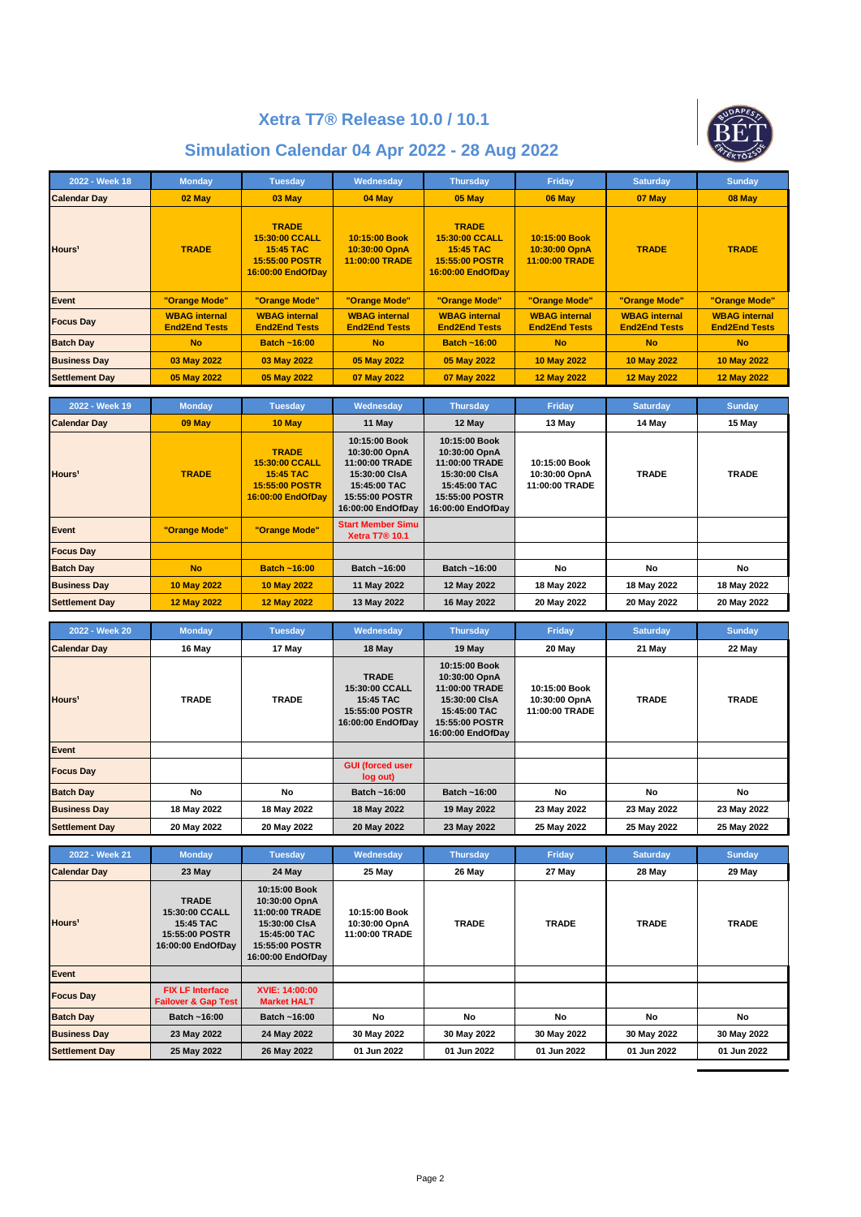# Xetra T7® Release 10.0 / 10.1

## Simulation Calendar 04 Apr 2022 - 28 Aug 2022

| 2022 - Week 18 | Monday | Tuesday | Wednesday | Thursday | Friday | Saturday | Sunday |
|---|---|---|---|---|---|---|---|
| Calendar Day | 02 May | 03 May | 04 May | 05 May | 06 May | 07 May | 08 May |
| Hours¹ | TRADE | TRADE 15:30:00 CCALL 15:45 TAC 15:55:00 POSTR 16:00:00 EndOfDay | 10:15:00 Book 10:30:00 OpnA 11:00:00 TRADE | TRADE 15:30:00 CCALL 15:45 TAC 15:55:00 POSTR 16:00:00 EndOfDay | 10:15:00 Book 10:30:00 OpnA 11:00:00 TRADE | TRADE | TRADE |
| Event | "Orange Mode" | "Orange Mode" | "Orange Mode" | "Orange Mode" | "Orange Mode" | "Orange Mode" | "Orange Mode" |
| Focus Day | WBAG internal End2End Tests | WBAG internal End2End Tests | WBAG internal End2End Tests | WBAG internal End2End Tests | WBAG internal End2End Tests | WBAG internal End2End Tests | WBAG internal End2End Tests |
| Batch Day | No | Batch ~16:00 | No | Batch ~16:00 | No | No | No |
| Business Day | 03 May 2022 | 03 May 2022 | 05 May 2022 | 05 May 2022 | 10 May 2022 | 10 May 2022 | 10 May 2022 |
| Settlement Day | 05 May 2022 | 05 May 2022 | 07 May 2022 | 07 May 2022 | 12 May 2022 | 12 May 2022 | 12 May 2022 |

| 2022 - Week 19 | Monday | Tuesday | Wednesday | Thursday | Friday | Saturday | Sunday |
|---|---|---|---|---|---|---|---|
| Calendar Day | 09 May | 10 May | 11 May | 12 May | 13 May | 14 May | 15 May |
| Hours¹ | TRADE | TRADE 15:30:00 CCALL 15:45 TAC 15:55:00 POSTR 16:00:00 EndOfDay | 10:15:00 Book 10:30:00 OpnA 11:00:00 TRADE 15:30:00 ClsA 15:45:00 TAC 15:55:00 POSTR 16:00:00 EndOfDay | 10:15:00 Book 10:30:00 OpnA 11:00:00 TRADE 15:30:00 ClsA 15:45:00 TAC 15:55:00 POSTR 16:00:00 EndOfDay | 10:15:00 Book 10:30:00 OpnA 11:00:00 TRADE | TRADE | TRADE |
| Event | "Orange Mode" | "Orange Mode" | Start Member Simu Xetra T7® 10.1 | | | | |
| Focus Day | | | | | | | |
| Batch Day | No | Batch ~16:00 | Batch ~16:00 | Batch ~16:00 | No | No | No |
| Business Day | 10 May 2022 | 10 May 2022 | 11 May 2022 | 12 May 2022 | 18 May 2022 | 18 May 2022 | 18 May 2022 |
| Settlement Day | 12 May 2022 | 12 May 2022 | 13 May 2022 | 16 May 2022 | 20 May 2022 | 20 May 2022 | 20 May 2022 |

| 2022 - Week 20 | Monday | Tuesday | Wednesday | Thursday | Friday | Saturday | Sunday |
|---|---|---|---|---|---|---|---|
| Calendar Day | 16 May | 17 May | 18 May | 19 May | 20 May | 21 May | 22 May |
| Hours¹ | TRADE | TRADE | TRADE 15:30:00 CCALL 15:45 TAC 15:55:00 POSTR 16:00:00 EndOfDay | 10:15:00 Book 10:30:00 OpnA 11:00:00 TRADE 15:30:00 ClsA 15:45:00 TAC 15:55:00 POSTR 16:00:00 EndOfDay | 10:15:00 Book 10:30:00 OpnA 11:00:00 TRADE | TRADE | TRADE |
| Event | | | | | | | |
| Focus Day | | | GUI (forced user log out) | | | | |
| Batch Day | No | No | Batch ~16:00 | Batch ~16:00 | No | No | No |
| Business Day | 18 May 2022 | 18 May 2022 | 18 May 2022 | 19 May 2022 | 23 May 2022 | 23 May 2022 | 23 May 2022 |
| Settlement Day | 20 May 2022 | 20 May 2022 | 20 May 2022 | 23 May 2022 | 25 May 2022 | 25 May 2022 | 25 May 2022 |

| 2022 - Week 21 | Monday | Tuesday | Wednesday | Thursday | Friday | Saturday | Sunday |
|---|---|---|---|---|---|---|---|
| Calendar Day | 23 May | 24 May | 25 May | 26 May | 27 May | 28 May | 29 May |
| Hours¹ | TRADE 15:30:00 CCALL 15:45 TAC 15:55:00 POSTR 16:00:00 EndOfDay | 10:15:00 Book 10:30:00 OpnA 11:00:00 TRADE 15:30:00 ClsA 15:45:00 TAC 15:55:00 POSTR 16:00:00 EndOfDay | 10:15:00 Book 10:30:00 OpnA 11:00:00 TRADE | TRADE | TRADE | TRADE | TRADE |
| Event | | | | | | | |
| Focus Day | FIX LF Interface Failover & Gap Test | XVIE: 14:00:00 Market HALT | | | | | |
| Batch Day | Batch ~16:00 | Batch ~16:00 | No | No | No | No | No |
| Business Day | 23 May 2022 | 24 May 2022 | 30 May 2022 | 30 May 2022 | 30 May 2022 | 30 May 2022 | 30 May 2022 |
| Settlement Day | 25 May 2022 | 26 May 2022 | 01 Jun 2022 | 01 Jun 2022 | 01 Jun 2022 | 01 Jun 2022 | 01 Jun 2022 |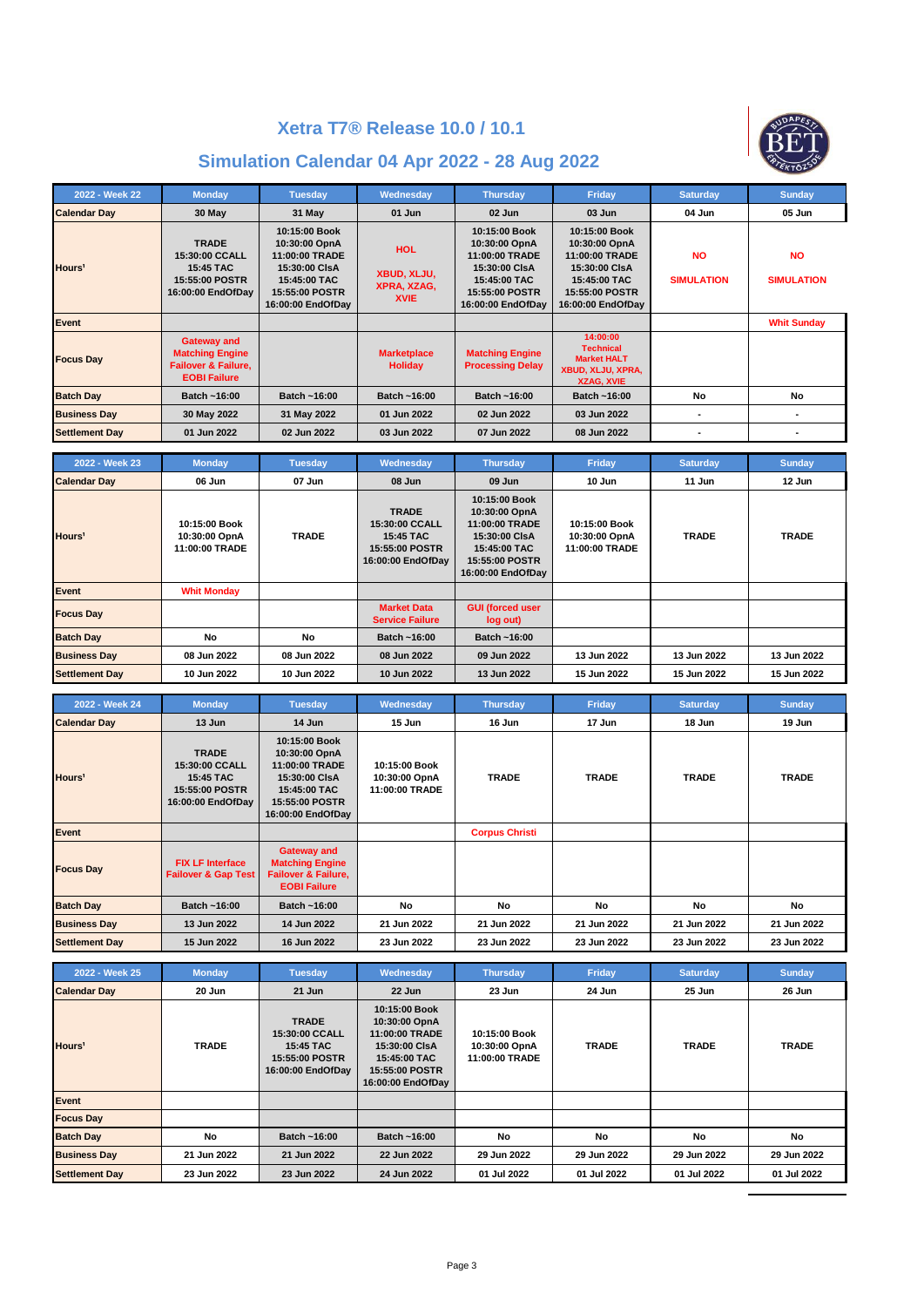# Xetra T7® Release 10.0 / 10.1

## Simulation Calendar 04 Apr 2022 - 28 Aug 2022

| 2022 - Week 22 | Monday | Tuesday | Wednesday | Thursday | Friday | Saturday | Sunday |
|---|---|---|---|---|---|---|---|
| Calendar Day | 30 May | 31 May | 01 Jun | 02 Jun | 03 Jun | 04 Jun | 05 Jun |
| Hours¹ | TRADE 15:30:00 CCALL 15:45 TAC 15:55:00 POSTR 16:00:00 EndOfDay | 10:15:00 Book 10:30:00 OpnA 11:00:00 TRADE 15:30:00 ClsA 15:45:00 TAC 15:55:00 POSTR 16:00:00 EndOfDay | HOL XBUD, XLJU, XPRA, XZAG, XVIE | 10:15:00 Book 10:30:00 OpnA 11:00:00 TRADE 15:30:00 ClsA 15:45:00 TAC 15:55:00 POSTR 16:00:00 EndOfDay | 10:15:00 Book 10:30:00 OpnA 11:00:00 TRADE 15:30:00 ClsA 15:45:00 TAC 15:55:00 POSTR 16:00:00 EndOfDay | NO SIMULATION | NO SIMULATION |
| Event | | | | | | | Whit Sunday |
| Focus Day | Gateway and Matching Engine Failover & Failure, EOBI Failure | | Marketplace Holiday | Matching Engine Processing Delay | 14:00:00 Technical Market HALT XBUD, XLJU, XPRA, XZAG, XVIE | | |
| Batch Day | Batch ~16:00 | Batch ~16:00 | Batch ~16:00 | Batch ~16:00 | Batch ~16:00 | No | No |
| Business Day | 30 May 2022 | 31 May 2022 | 01 Jun 2022 | 02 Jun 2022 | 03 Jun 2022 | - | - |
| Settlement Day | 01 Jun 2022 | 02 Jun 2022 | 03 Jun 2022 | 07 Jun 2022 | 08 Jun 2022 | - | - |

| 2022 - Week 23 | Monday | Tuesday | Wednesday | Thursday | Friday | Saturday | Sunday |
|---|---|---|---|---|---|---|---|
| Calendar Day | 06 Jun | 07 Jun | 08 Jun | 09 Jun | 10 Jun | 11 Jun | 12 Jun |
| Hours¹ | 10:15:00 Book 10:30:00 OpnA 11:00:00 TRADE | TRADE | TRADE 15:30:00 CCALL 15:45 TAC 15:55:00 POSTR 16:00:00 EndOfDay | 10:15:00 Book 10:30:00 OpnA 11:00:00 TRADE 15:30:00 ClsA 15:45:00 TAC 15:55:00 POSTR 16:00:00 EndOfDay | 10:15:00 Book 10:30:00 OpnA 11:00:00 TRADE | TRADE | TRADE |
| Event | Whit Monday | | | | | | |
| Focus Day | | | Market Data Service Failure | GUI (forced user log out) | | | |
| Batch Day | No | No | Batch ~16:00 | Batch ~16:00 | | | |
| Business Day | 08 Jun 2022 | 08 Jun 2022 | 08 Jun 2022 | 09 Jun 2022 | 13 Jun 2022 | 13 Jun 2022 | 13 Jun 2022 |
| Settlement Day | 10 Jun 2022 | 10 Jun 2022 | 10 Jun 2022 | 13 Jun 2022 | 15 Jun 2022 | 15 Jun 2022 | 15 Jun 2022 |

| 2022 - Week 24 | Monday | Tuesday | Wednesday | Thursday | Friday | Saturday | Sunday |
|---|---|---|---|---|---|---|---|
| Calendar Day | 13 Jun | 14 Jun | 15 Jun | 16 Jun | 17 Jun | 18 Jun | 19 Jun |
| Hours¹ | TRADE 15:30:00 CCALL 15:45 TAC 15:55:00 POSTR 16:00:00 EndOfDay | 10:15:00 Book 10:30:00 OpnA 11:00:00 TRADE 15:30:00 ClsA 15:45:00 TAC 15:55:00 POSTR 16:00:00 EndOfDay | 10:15:00 Book 10:30:00 OpnA 11:00:00 TRADE | TRADE | TRADE | TRADE | TRADE |
| Event | | | | Corpus Christi | | | |
| Focus Day | FIX LF Interface Failover & Gap Test | Gateway and Matching Engine Failover & Failure, EOBI Failure | | | | | |
| Batch Day | Batch ~16:00 | Batch ~16:00 | No | No | No | No | No |
| Business Day | 13 Jun 2022 | 14 Jun 2022 | 21 Jun 2022 | 21 Jun 2022 | 21 Jun 2022 | 21 Jun 2022 | 21 Jun 2022 |
| Settlement Day | 15 Jun 2022 | 16 Jun 2022 | 23 Jun 2022 | 23 Jun 2022 | 23 Jun 2022 | 23 Jun 2022 | 23 Jun 2022 |

| 2022 - Week 25 | Monday | Tuesday | Wednesday | Thursday | Friday | Saturday | Sunday |
|---|---|---|---|---|---|---|---|
| Calendar Day | 20 Jun | 21 Jun | 22 Jun | 23 Jun | 24 Jun | 25 Jun | 26 Jun |
| Hours¹ | TRADE | TRADE 15:30:00 CCALL 15:45 TAC 15:55:00 POSTR 16:00:00 EndOfDay | 10:15:00 Book 10:30:00 OpnA 11:00:00 TRADE 15:30:00 ClsA 15:45:00 TAC 15:55:00 POSTR 16:00:00 EndOfDay | 10:15:00 Book 10:30:00 OpnA 11:00:00 TRADE | TRADE | TRADE | TRADE |
| Event | | | | | | | |
| Focus Day | | | | | | | |
| Batch Day | No | Batch ~16:00 | Batch ~16:00 | No | No | No | No |
| Business Day | 21 Jun 2022 | 21 Jun 2022 | 22 Jun 2022 | 29 Jun 2022 | 29 Jun 2022 | 29 Jun 2022 | 29 Jun 2022 |
| Settlement Day | 23 Jun 2022 | 23 Jun 2022 | 24 Jun 2022 | 01 Jul 2022 | 01 Jul 2022 | 01 Jul 2022 | 01 Jul 2022 |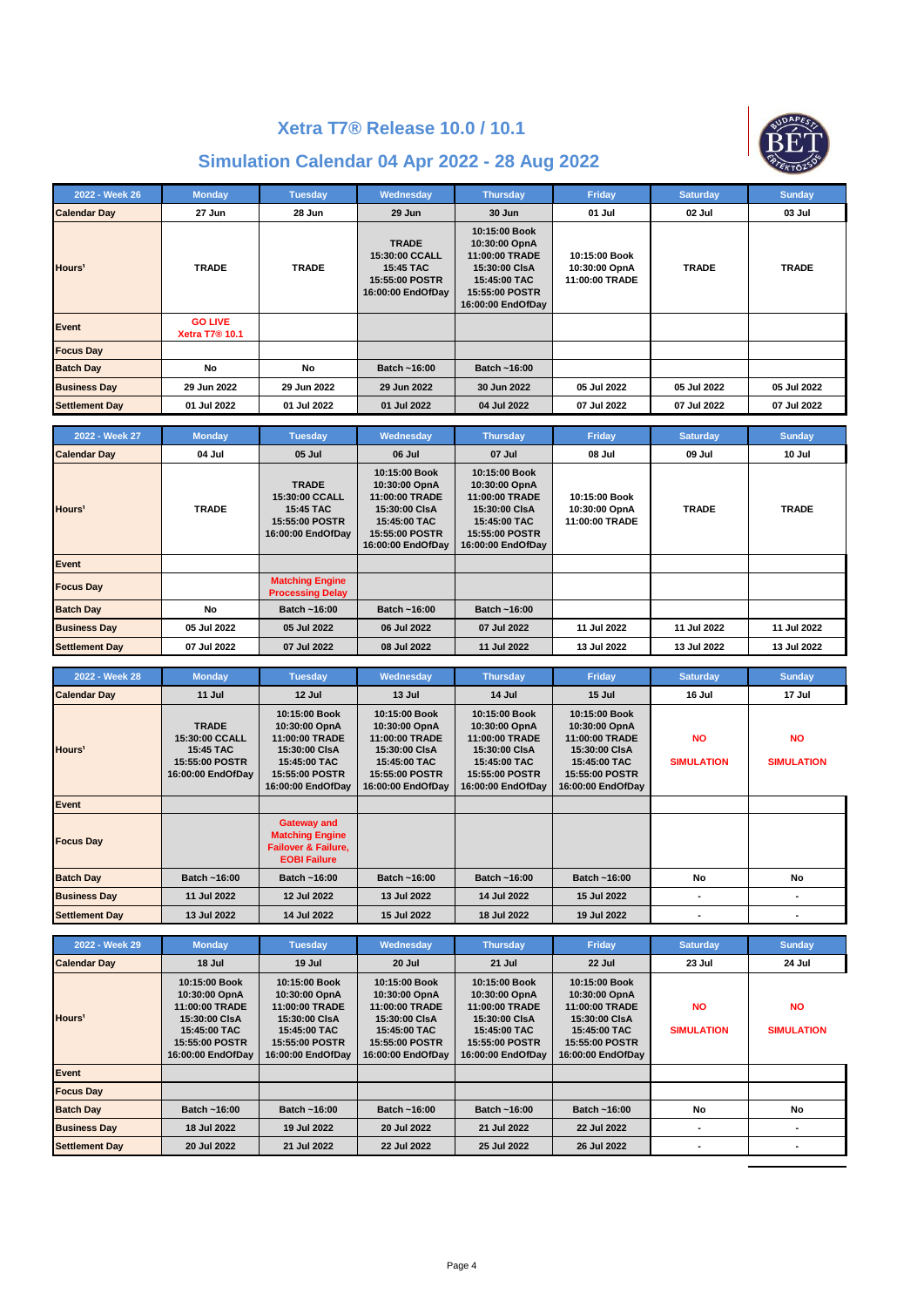# Xetra T7® Release 10.0 / 10.1

## Simulation Calendar 04 Apr 2022 - 28 Aug 2022

| 2022 - Week 26 | Monday | Tuesday | Wednesday | Thursday | Friday | Saturday | Sunday |
|---|---|---|---|---|---|---|---|
| Calendar Day | 27 Jun | 28 Jun | 29 Jun | 30 Jun | 01 Jul | 02 Jul | 03 Jul |
| Hours¹ | TRADE | TRADE | TRADE<br>15:30:00 CCALL<br>15:45 TAC<br>15:55:00 POSTR<br>16:00:00 EndOfDay | 10:15:00 Book<br>10:30:00 OpnA<br>11:00:00 TRADE<br>15:30:00 ClsA<br>15:45:00 TAC<br>15:55:00 POSTR<br>16:00:00 EndOfDay | 10:15:00 Book<br>10:30:00 OpnA<br>11:00:00 TRADE | TRADE | TRADE |
| Event | GO LIVE Xetra T7® 10.1 | | | | | | |
| Focus Day | | | | | | | |
| Batch Day | No | No | Batch ~16:00 | Batch ~16:00 | | | |
| Business Day | 29 Jun 2022 | 29 Jun 2022 | 29 Jun 2022 | 30 Jun 2022 | 05 Jul 2022 | 05 Jul 2022 | 05 Jul 2022 |
| Settlement Day | 01 Jul 2022 | 01 Jul 2022 | 01 Jul 2022 | 04 Jul 2022 | 07 Jul 2022 | 07 Jul 2022 | 07 Jul 2022 |

| 2022 - Week 27 | Monday | Tuesday | Wednesday | Thursday | Friday | Saturday | Sunday |
|---|---|---|---|---|---|---|---|
| Calendar Day | 04 Jul | 05 Jul | 06 Jul | 07 Jul | 08 Jul | 09 Jul | 10 Jul |
| Hours¹ | TRADE | TRADE<br>15:30:00 CCALL<br>15:45 TAC<br>15:55:00 POSTR<br>16:00:00 EndOfDay | 10:15:00 Book<br>10:30:00 OpnA<br>11:00:00 TRADE<br>15:30:00 ClsA<br>15:45:00 TAC<br>15:55:00 POSTR<br>16:00:00 EndOfDay | 10:15:00 Book<br>10:30:00 OpnA<br>11:00:00 TRADE<br>15:30:00 ClsA<br>15:45:00 TAC<br>15:55:00 POSTR<br>16:00:00 EndOfDay | 10:15:00 Book<br>10:30:00 OpnA<br>11:00:00 TRADE | TRADE | TRADE |
| Event | | | | | | | |
| Focus Day | | Matching Engine Processing Delay | | | | | |
| Batch Day | No | Batch ~16:00 | Batch ~16:00 | Batch ~16:00 | | | |
| Business Day | 05 Jul 2022 | 05 Jul 2022 | 06 Jul 2022 | 07 Jul 2022 | 11 Jul 2022 | 11 Jul 2022 | 11 Jul 2022 |
| Settlement Day | 07 Jul 2022 | 07 Jul 2022 | 08 Jul 2022 | 11 Jul 2022 | 13 Jul 2022 | 13 Jul 2022 | 13 Jul 2022 |

| 2022 - Week 28 | Monday | Tuesday | Wednesday | Thursday | Friday | Saturday | Sunday |
|---|---|---|---|---|---|---|---|
| Calendar Day | 11 Jul | 12 Jul | 13 Jul | 14 Jul | 15 Jul | 16 Jul | 17 Jul |
| Hours¹ | TRADE<br>15:30:00 CCALL<br>15:45 TAC<br>15:55:00 POSTR<br>16:00:00 EndOfDay | 10:15:00 Book<br>10:30:00 OpnA<br>11:00:00 TRADE<br>15:30:00 ClsA<br>15:45:00 TAC<br>15:55:00 POSTR<br>16:00:00 EndOfDay | 10:15:00 Book<br>10:30:00 OpnA<br>11:00:00 TRADE<br>15:30:00 ClsA<br>15:45:00 TAC<br>15:55:00 POSTR<br>16:00:00 EndOfDay | 10:15:00 Book<br>10:30:00 OpnA<br>11:00:00 TRADE<br>15:30:00 ClsA<br>15:45:00 TAC<br>15:55:00 POSTR<br>16:00:00 EndOfDay | 10:15:00 Book<br>10:30:00 OpnA<br>11:00:00 TRADE<br>15:30:00 ClsA<br>15:45:00 TAC<br>15:55:00 POSTR<br>16:00:00 EndOfDay | NO SIMULATION | NO SIMULATION |
| Event | | | | | | | |
| Focus Day | | Gateway and Matching Engine Failover & Failure, EOBI Failure | | | | | |
| Batch Day | Batch ~16:00 | Batch ~16:00 | Batch ~16:00 | Batch ~16:00 | Batch ~16:00 | No | No |
| Business Day | 11 Jul 2022 | 12 Jul 2022 | 13 Jul 2022 | 14 Jul 2022 | 15 Jul 2022 | - | - |
| Settlement Day | 13 Jul 2022 | 14 Jul 2022 | 15 Jul 2022 | 18 Jul 2022 | 19 Jul 2022 | - | - |

| 2022 - Week 29 | Monday | Tuesday | Wednesday | Thursday | Friday | Saturday | Sunday |
|---|---|---|---|---|---|---|---|
| Calendar Day | 18 Jul | 19 Jul | 20 Jul | 21 Jul | 22 Jul | 23 Jul | 24 Jul |
| Hours¹ | 10:15:00 Book<br>10:30:00 OpnA<br>11:00:00 TRADE<br>15:30:00 ClsA<br>15:45:00 TAC<br>15:55:00 POSTR<br>16:00:00 EndOfDay | 10:15:00 Book<br>10:30:00 OpnA<br>11:00:00 TRADE<br>15:30:00 ClsA<br>15:45:00 TAC<br>15:55:00 POSTR<br>16:00:00 EndOfDay | 10:15:00 Book<br>10:30:00 OpnA<br>11:00:00 TRADE<br>15:30:00 ClsA<br>15:45:00 TAC<br>15:55:00 POSTR<br>16:00:00 EndOfDay | 10:15:00 Book<br>10:30:00 OpnA<br>11:00:00 TRADE<br>15:30:00 ClsA<br>15:45:00 TAC<br>15:55:00 POSTR<br>16:00:00 EndOfDay | 10:15:00 Book<br>10:30:00 OpnA<br>11:00:00 TRADE<br>15:30:00 ClsA<br>15:45:00 TAC<br>15:55:00 POSTR<br>16:00:00 EndOfDay | NO SIMULATION | NO SIMULATION |
| Event | | | | | | | |
| Focus Day | | | | | | | |
| Batch Day | Batch ~16:00 | Batch ~16:00 | Batch ~16:00 | Batch ~16:00 | Batch ~16:00 | No | No |
| Business Day | 18 Jul 2022 | 19 Jul 2022 | 20 Jul 2022 | 21 Jul 2022 | 22 Jul 2022 | - | - |
| Settlement Day | 20 Jul 2022 | 21 Jul 2022 | 22 Jul 2022 | 25 Jul 2022 | 26 Jul 2022 | - | - |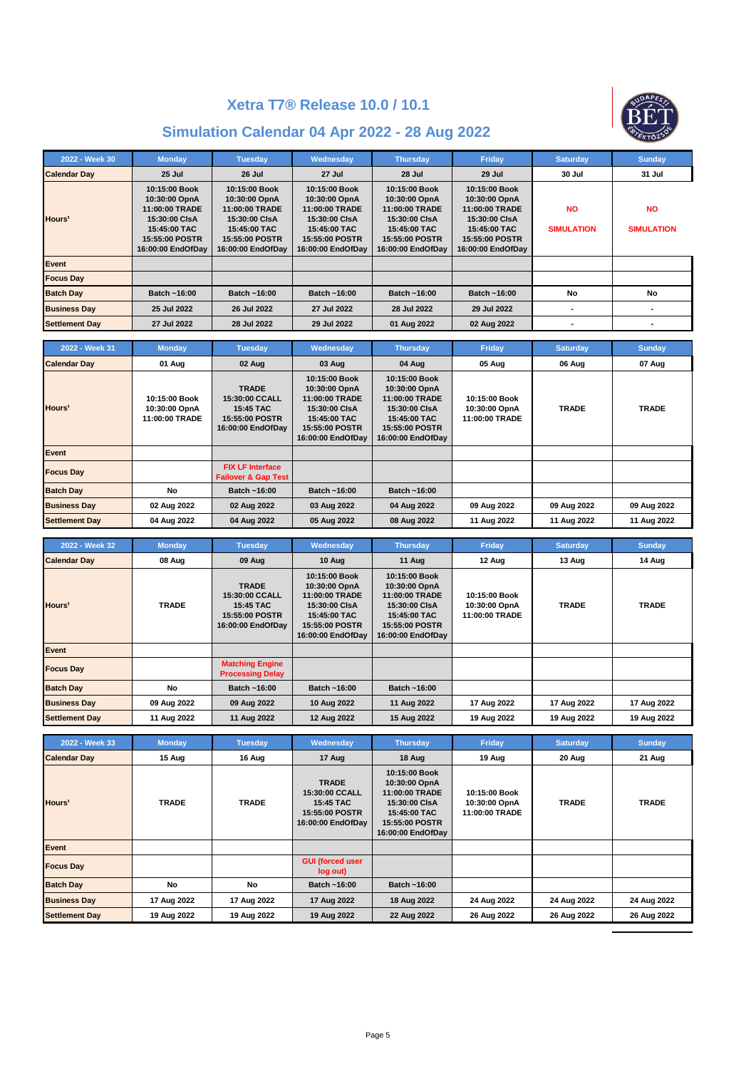# Xetra T7® Release 10.0 / 10.1

## Simulation Calendar 04 Apr 2022 - 28 Aug 2022

| 2022 - Week 30 | Monday | Tuesday | Wednesday | Thursday | Friday | Saturday | Sunday |
|---|---|---|---|---|---|---|---|
| Calendar Day | 25 Jul | 26 Jul | 27 Jul | 28 Jul | 29 Jul | 30 Jul | 31 Jul |
| Hours¹ | 10:15:00 Book<br>10:30:00 OpnA<br>11:00:00 TRADE<br>15:30:00 ClsA<br>15:45:00 TAC<br>15:55:00 POSTR<br>16:00:00 EndOfDay | 10:15:00 Book<br>10:30:00 OpnA<br>11:00:00 TRADE<br>15:30:00 ClsA<br>15:45:00 TAC<br>15:55:00 POSTR<br>16:00:00 EndOfDay | 10:15:00 Book<br>10:30:00 OpnA<br>11:00:00 TRADE<br>15:30:00 ClsA<br>15:45:00 TAC<br>15:55:00 POSTR<br>16:00:00 EndOfDay | 10:15:00 Book<br>10:30:00 OpnA<br>11:00:00 TRADE<br>15:30:00 ClsA<br>15:45:00 TAC<br>15:55:00 POSTR<br>16:00:00 EndOfDay | 10:15:00 Book<br>10:30:00 OpnA<br>11:00:00 TRADE<br>15:30:00 ClsA<br>15:45:00 TAC<br>15:55:00 POSTR<br>16:00:00 EndOfDay | NO<br>SIMULATION | NO<br>SIMULATION |
| Event | | | | | | | |
| Focus Day | | | | | | | |
| Batch Day | Batch ~16:00 | Batch ~16:00 | Batch ~16:00 | Batch ~16:00 | Batch ~16:00 | No | No |
| Business Day | 25 Jul 2022 | 26 Jul 2022 | 27 Jul 2022 | 28 Jul 2022 | 29 Jul 2022 | - | - |
| Settlement Day | 27 Jul 2022 | 28 Jul 2022 | 29 Jul 2022 | 01 Aug 2022 | 02 Aug 2022 | - | - |

| 2022 - Week 31 | Monday | Tuesday | Wednesday | Thursday | Friday | Saturday | Sunday |
|---|---|---|---|---|---|---|---|
| Calendar Day | 01 Aug | 02 Aug | 03 Aug | 04 Aug | 05 Aug | 06 Aug | 07 Aug |
| Hours¹ | 10:15:00 Book<br>10:30:00 OpnA<br>11:00:00 TRADE | TRADE<br>15:30:00 CCALL<br>15:45 TAC<br>15:55:00 POSTR<br>16:00:00 EndOfDay | 10:15:00 Book<br>10:30:00 OpnA<br>11:00:00 TRADE<br>15:30:00 ClsA<br>15:45:00 TAC<br>15:55:00 POSTR<br>16:00:00 EndOfDay | 10:15:00 Book<br>10:30:00 OpnA<br>11:00:00 TRADE<br>15:30:00 ClsA<br>15:45:00 TAC<br>15:55:00 POSTR<br>16:00:00 EndOfDay | 10:15:00 Book<br>10:30:00 OpnA<br>11:00:00 TRADE | TRADE | TRADE |
| Event | | | | | | | |
| Focus Day | | FIX LF Interface Failover & Gap Test | | | | | |
| Batch Day | No | Batch ~16:00 | Batch ~16:00 | Batch ~16:00 | | | |
| Business Day | 02 Aug 2022 | 02 Aug 2022 | 03 Aug 2022 | 04 Aug 2022 | 09 Aug 2022 | 09 Aug 2022 | 09 Aug 2022 |
| Settlement Day | 04 Aug 2022 | 04 Aug 2022 | 05 Aug 2022 | 08 Aug 2022 | 11 Aug 2022 | 11 Aug 2022 | 11 Aug 2022 |

| 2022 - Week 32 | Monday | Tuesday | Wednesday | Thursday | Friday | Saturday | Sunday |
|---|---|---|---|---|---|---|---|
| Calendar Day | 08 Aug | 09 Aug | 10 Aug | 11 Aug | 12 Aug | 13 Aug | 14 Aug |
| Hours¹ | TRADE | TRADE<br>15:30:00 CCALL<br>15:45 TAC<br>15:55:00 POSTR<br>16:00:00 EndOfDay | 10:15:00 Book<br>10:30:00 OpnA<br>11:00:00 TRADE<br>15:30:00 ClsA<br>15:45:00 TAC<br>15:55:00 POSTR<br>16:00:00 EndOfDay | 10:15:00 Book<br>10:30:00 OpnA<br>11:00:00 TRADE<br>15:30:00 ClsA<br>15:45:00 TAC<br>15:55:00 POSTR<br>16:00:00 EndOfDay | 10:15:00 Book<br>10:30:00 OpnA<br>11:00:00 TRADE | TRADE | TRADE |
| Event | | | | | | | |
| Focus Day | | Matching Engine Processing Delay | | | | | |
| Batch Day | No | Batch ~16:00 | Batch ~16:00 | Batch ~16:00 | | | |
| Business Day | 09 Aug 2022 | 09 Aug 2022 | 10 Aug 2022 | 11 Aug 2022 | 17 Aug 2022 | 17 Aug 2022 | 17 Aug 2022 |
| Settlement Day | 11 Aug 2022 | 11 Aug 2022 | 12 Aug 2022 | 15 Aug 2022 | 19 Aug 2022 | 19 Aug 2022 | 19 Aug 2022 |

| 2022 - Week 33 | Monday | Tuesday | Wednesday | Thursday | Friday | Saturday | Sunday |
|---|---|---|---|---|---|---|---|
| Calendar Day | 15 Aug | 16 Aug | 17 Aug | 18 Aug | 19 Aug | 20 Aug | 21 Aug |
| Hours¹ | TRADE | TRADE | TRADE<br>15:30:00 CCALL<br>15:45 TAC<br>15:55:00 POSTR<br>16:00:00 EndOfDay | 10:15:00 Book<br>10:30:00 OpnA<br>11:00:00 TRADE<br>15:30:00 ClsA<br>15:45:00 TAC<br>15:55:00 POSTR<br>16:00:00 EndOfDay | 10:15:00 Book<br>10:30:00 OpnA<br>11:00:00 TRADE | TRADE | TRADE |
| Event | | | | | | | |
| Focus Day | | | GUI (forced user log out) | | | | |
| Batch Day | No | No | Batch ~16:00 | Batch ~16:00 | | | |
| Business Day | 17 Aug 2022 | 17 Aug 2022 | 17 Aug 2022 | 18 Aug 2022 | 24 Aug 2022 | 24 Aug 2022 | 24 Aug 2022 |
| Settlement Day | 19 Aug 2022 | 19 Aug 2022 | 19 Aug 2022 | 22 Aug 2022 | 26 Aug 2022 | 26 Aug 2022 | 26 Aug 2022 |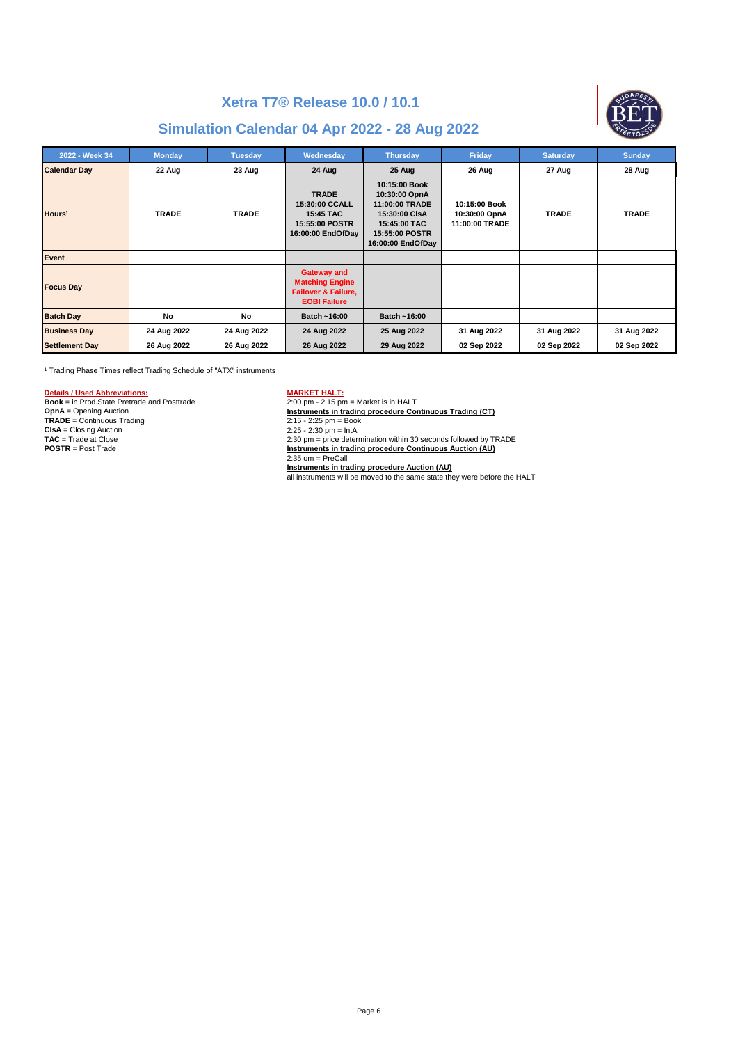# Xetra T7® Release 10.0 / 10.1

## Simulation Calendar 04 Apr 2022 - 28 Aug 2022

| 2022 - Week 34 | Monday | Tuesday | Wednesday | Thursday | Friday | Saturday | Sunday |
|---|---|---|---|---|---|---|---|
| **Calendar Day** | 22 Aug | 23 Aug | 24 Aug | 25 Aug | 26 Aug | 27 Aug | 28 Aug |
| **Hours[1]** | TRADE | TRADE | TRADE<br>15:30:00 CCALL<br>15:45 TAC<br>15:55:00 POSTR<br>16:00:00 EndOfDay | 10:15:00 Book<br>10:30:00 OpnA<br>11:00:00 TRADE<br>15:30:00 ClsA<br>15:45:00 TAC<br>15:55:00 POSTR<br>16:00:00 EndOfDay | 10:15:00 Book<br>10:30:00 OpnA<br>11:00:00 TRADE | TRADE | TRADE |
| **Event** | | | | | | | |
| **Focus Day** | | | Gateway and Matching Engine Failover & Failure, EOBI Failure | | | | |
| **Batch Day** | No | No | Batch ~16:00 | Batch ~16:00 | | | |
| **Business Day** | 24 Aug 2022 | 24 Aug 2022 | 24 Aug 2022 | 25 Aug 2022 | 31 Aug 2022 | 31 Aug 2022 | 31 Aug 2022 |
| **Settlement Day** | 26 Aug 2022 | 26 Aug 2022 | 26 Aug 2022 | 29 Aug 2022 | 02 Sep 2022 | 02 Sep 2022 | 02 Sep 2022 |

[1] Trading Phase Times reflect Trading Schedule of "ATX" instruments

**Details / Used Abbreviations:**

**Book** = in Prod.State Pretrade and Posttrade
**OpnA** = Opening Auction
**TRADE** = Continuous Trading
**ClsA** = Closing Auction
**TAC** = Trade at Close
**POSTR** = Post Trade

**MARKET HALT:**

2:00 pm - 2:15 pm = Market is in HALT

**Instruments in trading procedure Continuous Trading (CT)**

2:15 - 2:25 pm = Book
2:25 - 2:30 pm = IntA
2:30 pm = price determination within 30 seconds followed by TRADE

**Instruments in trading procedure Continuous Auction (AU)**

2:35 om = PreCall

**Instruments in trading procedure Auction (AU)**

all instruments will be moved to the same state they were before the HALT